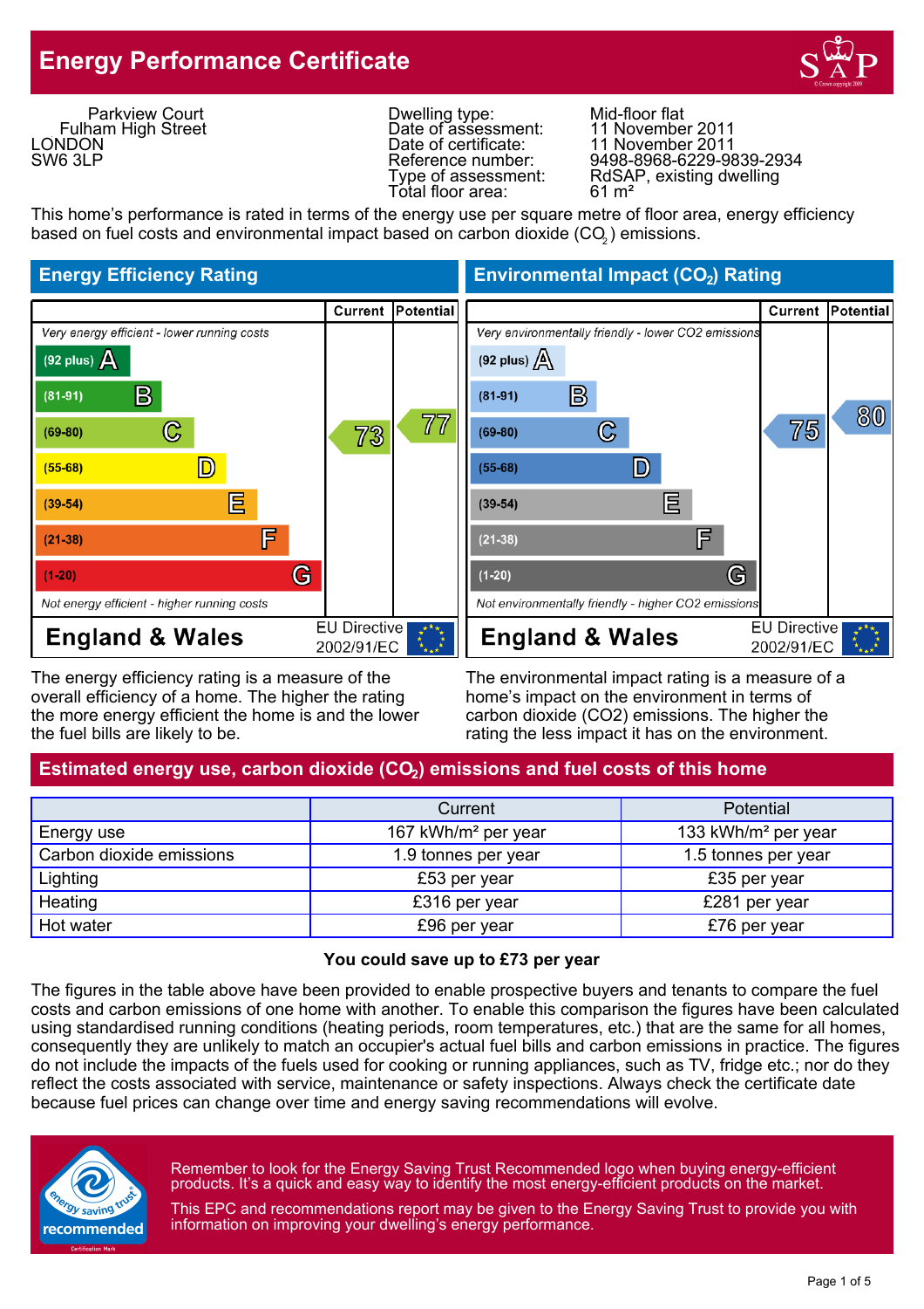# Energy Performance Certificate

Parkview Court
Fulham High Street
LONDON
SW6 3LP

| | |
|---|---|
| Dwelling type: | Mid-floor flat |
| Date of assessment: | 11 November 2011 |
| Date of certificate: | 11 November 2011 |
| Reference number: | 9498-8968-6229-9839-2934 |
| Type of assessment: | RdSAP, existing dwelling |
| Total floor area: | 61 m² |

This home's performance is rated in terms of the energy use per square metre of floor area, energy efficiency based on fuel costs and environmental impact based on carbon dioxide ($CO_2$) emissions.

## Energy Efficiency Rating

| | Current | Potential |
|---|---|---|
| *Very energy efficient - lower running costs* | | |
| (92 plus) A | | |
| (81-91) B | | |
| (69-80) C | 73 | 77 |
| (55-68) D | | |
| (39-54) E | | |
| (21-38) F | | |
| (1-20) G | | |
| *Not energy efficient - higher running costs* | | |
| England & Wales — EU Directive 2002/91/EC | | |

The energy efficiency rating is a measure of the overall efficiency of a home. The higher the rating the more energy efficient the home is and the lower the fuel bills are likely to be.

## Environmental Impact ($CO_2$) Rating

| | Current | Potential |
|---|---|---|
| *Very environmentally friendly - lower CO2 emissions* | | |
| (92 plus) A | | |
| (81-91) B | | |
| (69-80) C | 75 | 80 |
| (55-68) D | | |
| (39-54) E | | |
| (21-38) F | | |
| (1-20) G | | |
| *Not environmentally friendly - higher CO2 emissions* | | |
| England & Wales — EU Directive 2002/91/EC | | |

The environmental impact rating is a measure of a home's impact on the environment in terms of carbon dioxide (CO2) emissions. The higher the rating the less impact it has on the environment.

## Estimated energy use, carbon dioxide ($CO_2$) emissions and fuel costs of this home

| | Current | Potential |
|---|---|---|
| Energy use | 167 kWh/m² per year | 133 kWh/m² per year |
| Carbon dioxide emissions | 1.9 tonnes per year | 1.5 tonnes per year |
| Lighting | £53 per year | £35 per year |
| Heating | £316 per year | £281 per year |
| Hot water | £96 per year | £76 per year |

**You could save up to £73 per year**

The figures in the table above have been provided to enable prospective buyers and tenants to compare the fuel costs and carbon emissions of one home with another. To enable this comparison the figures have been calculated using standardised running conditions (heating periods, room temperatures, etc.) that are the same for all homes, consequently they are unlikely to match an occupier's actual fuel bills and carbon emissions in practice. The figures do not include the impacts of the fuels used for cooking or running appliances, such as TV, fridge etc.; nor do they reflect the costs associated with service, maintenance or safety inspections. Always check the certificate date because fuel prices can change over time and energy saving recommendations will evolve.

Remember to look for the Energy Saving Trust Recommended logo when buying energy-efficient products. It's a quick and easy way to identify the most energy-efficient products on the market.

This EPC and recommendations report may be given to the Energy Saving Trust to provide you with information on improving your dwelling's energy performance.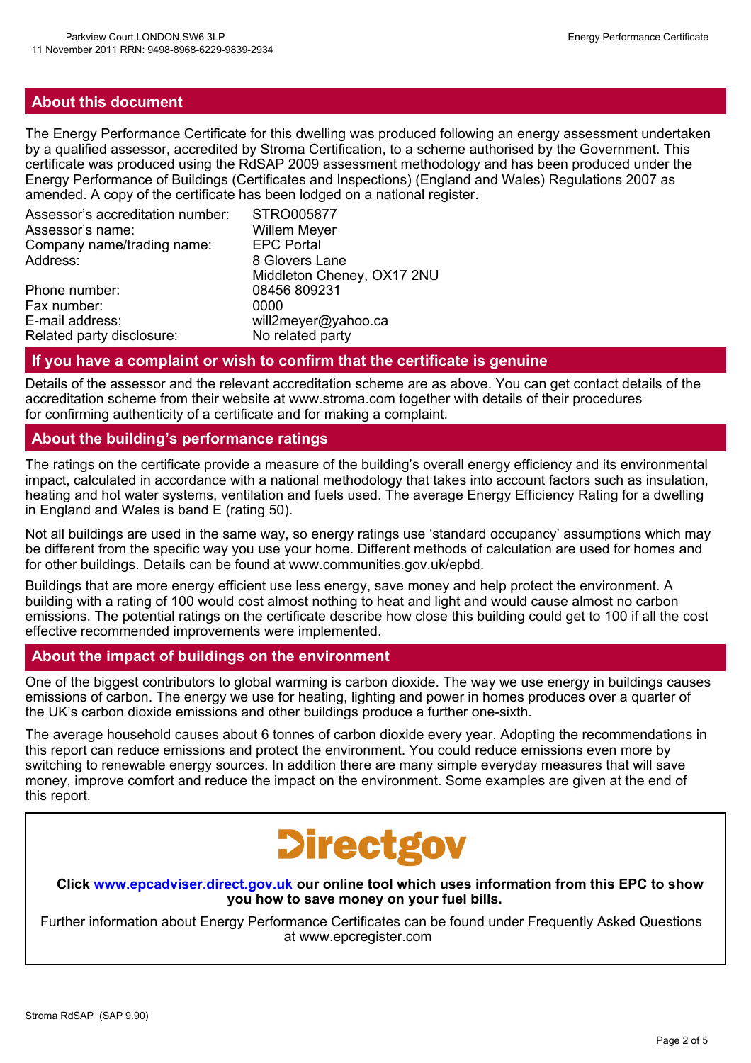## About this document

The Energy Performance Certificate for this dwelling was produced following an energy assessment undertaken by a qualified assessor, accredited by Stroma Certification, to a scheme authorised by the Government. This certificate was produced using the RdSAP 2009 assessment methodology and has been produced under the Energy Performance of Buildings (Certificates and Inspections) (England and Wales) Regulations 2007 as amended. A copy of the certificate has been lodged on a national register.

| | |
|---|---|
| Assessor's accreditation number: | STRO005877 |
| Assessor's name: | Willem Meyer |
| Company name/trading name: | EPC Portal |
| Address: | 8 Glovers Lane<br>Middleton Cheney, OX17 2NU |
| Phone number: | 08456 809231 |
| Fax number: | 0000 |
| E-mail address: | will2meyer@yahoo.ca |
| Related party disclosure: | No related party |

## If you have a complaint or wish to confirm that the certificate is genuine

Details of the assessor and the relevant accreditation scheme are as above. You can get contact details of the accreditation scheme from their website at www.stroma.com together with details of their procedures for confirming authenticity of a certificate and for making a complaint.

## About the building's performance ratings

The ratings on the certificate provide a measure of the building's overall energy efficiency and its environmental impact, calculated in accordance with a national methodology that takes into account factors such as insulation, heating and hot water systems, ventilation and fuels used. The average Energy Efficiency Rating for a dwelling in England and Wales is band E (rating 50).

Not all buildings are used in the same way, so energy ratings use 'standard occupancy' assumptions which may be different from the specific way you use your home. Different methods of calculation are used for homes and for other buildings. Details can be found at www.communities.gov.uk/epbd.

Buildings that are more energy efficient use less energy, save money and help protect the environment. A building with a rating of 100 would cost almost nothing to heat and light and would cause almost no carbon emissions. The potential ratings on the certificate describe how close this building could get to 100 if all the cost effective recommended improvements were implemented.

## About the impact of buildings on the environment

One of the biggest contributors to global warming is carbon dioxide. The way we use energy in buildings causes emissions of carbon. The energy we use for heating, lighting and power in homes produces over a quarter of the UK's carbon dioxide emissions and other buildings produce a further one-sixth.

The average household causes about 6 tonnes of carbon dioxide every year. Adopting the recommendations in this report can reduce emissions and protect the environment. You could reduce emissions even more by switching to renewable energy sources. In addition there are many simple everyday measures that will save money, improve comfort and reduce the impact on the environment. Some examples are given at the end of this report.

Directgov

**Click www.epcadviser.direct.gov.uk our online tool which uses information from this EPC to show you how to save money on your fuel bills.**

Further information about Energy Performance Certificates can be found under Frequently Asked Questions at www.epcregister.com

Stroma RdSAP (SAP 9.90)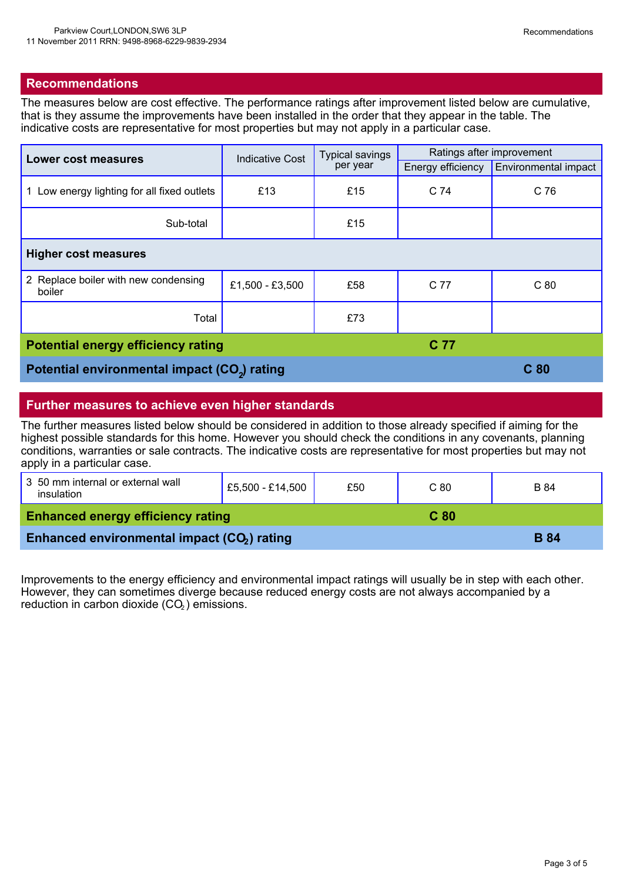## Recommendations

The measures below are cost effective. The performance ratings after improvement listed below are cumulative, that is they assume the improvements have been installed in the order that they appear in the table. The indicative costs are representative for most properties but may not apply in a particular case.

| **Lower cost measures** | Indicative Cost | Typical savings per year | Ratings after improvement | |
|---|---|---|---|---|
| | | | Energy efficiency | Environmental impact |
| 1 Low energy lighting for all fixed outlets | £13 | £15 | C 74 | C 76 |
| Sub-total | | £15 | | |
| **Higher cost measures** | | | | |
| 2 Replace boiler with new condensing boiler | £1,500 - £3,500 | £58 | C 77 | C 80 |
| Total | | £73 | | |
| **Potential energy efficiency rating** | | | **C 77** | |
| **Potential environmental impact ($CO_2$) rating** | | | | **C 80** |

## Further measures to achieve even higher standards

The further measures listed below should be considered in addition to those already specified if aiming for the highest possible standards for this home. However you should check the conditions in any covenants, planning conditions, warranties or sale contracts. The indicative costs are representative for most properties but may not apply in a particular case.

| Measure | Indicative Cost | Typical savings per year | Energy efficiency | Environmental impact |
|---|---|---|---|---|
| 3 50 mm internal or external wall insulation | £5,500 - £14,500 | £50 | C 80 | B 84 |
| **Enhanced energy efficiency rating** | | | **C 80** | |
| **Enhanced environmental impact ($CO_2$) rating** | | | | **B 84** |

Improvements to the energy efficiency and environmental impact ratings will usually be in step with each other. However, they can sometimes diverge because reduced energy costs are not always accompanied by a reduction in carbon dioxide ($CO_2$) emissions.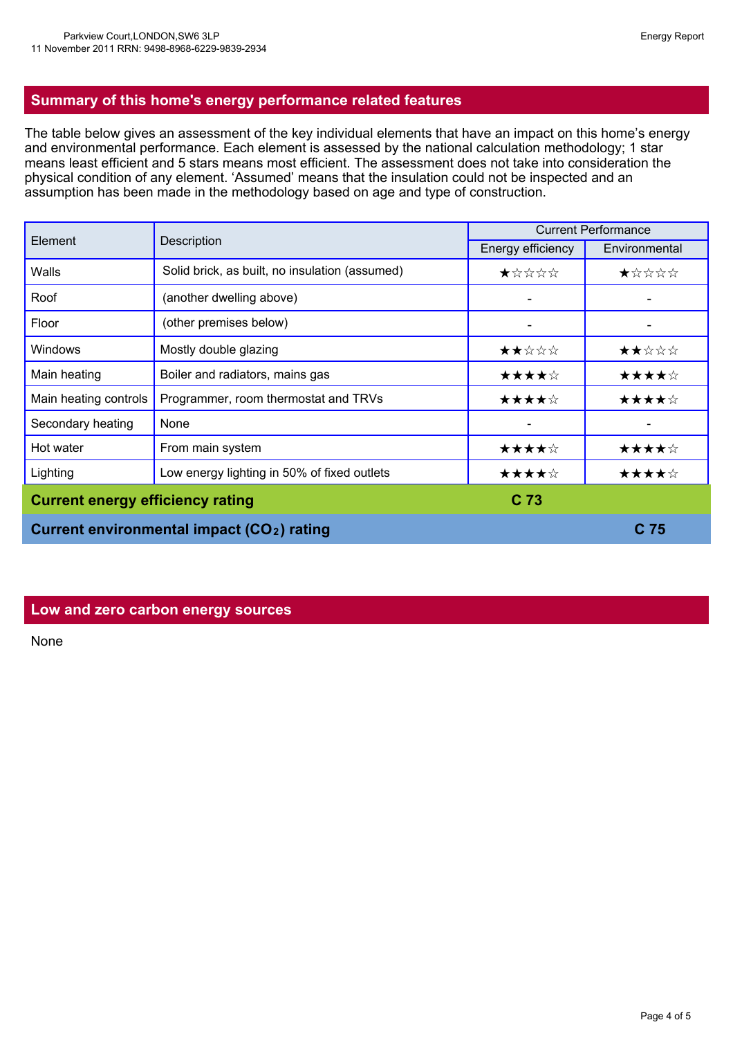## Summary of this home's energy performance related features

The table below gives an assessment of the key individual elements that have an impact on this home's energy and environmental performance. Each element is assessed by the national calculation methodology; 1 star means least efficient and 5 stars means most efficient. The assessment does not take into consideration the physical condition of any element. 'Assumed' means that the insulation could not be inspected and an assumption has been made in the methodology based on age and type of construction.

| Element | Description | Current Performance | |
|---|---|---|---|
| | | Energy efficiency | Environmental |
| Walls | Solid brick, as built, no insulation (assumed) | ★☆☆☆☆ | ★☆☆☆☆ |
| Roof | (another dwelling above) | - | - |
| Floor | (other premises below) | - | - |
| Windows | Mostly double glazing | ★★☆☆☆ | ★★☆☆☆ |
| Main heating | Boiler and radiators, mains gas | ★★★★☆ | ★★★★☆ |
| Main heating controls | Programmer, room thermostat and TRVs | ★★★★☆ | ★★★★☆ |
| Secondary heating | None | - | - |
| Hot water | From main system | ★★★★☆ | ★★★★☆ |
| Lighting | Low energy lighting in 50% of fixed outlets | ★★★★☆ | ★★★★☆ |
| **Current energy efficiency rating** | | **C 73** | |
| **Current environmental impact ($CO_2$) rating** | | | **C 75** |

## Low and zero carbon energy sources

None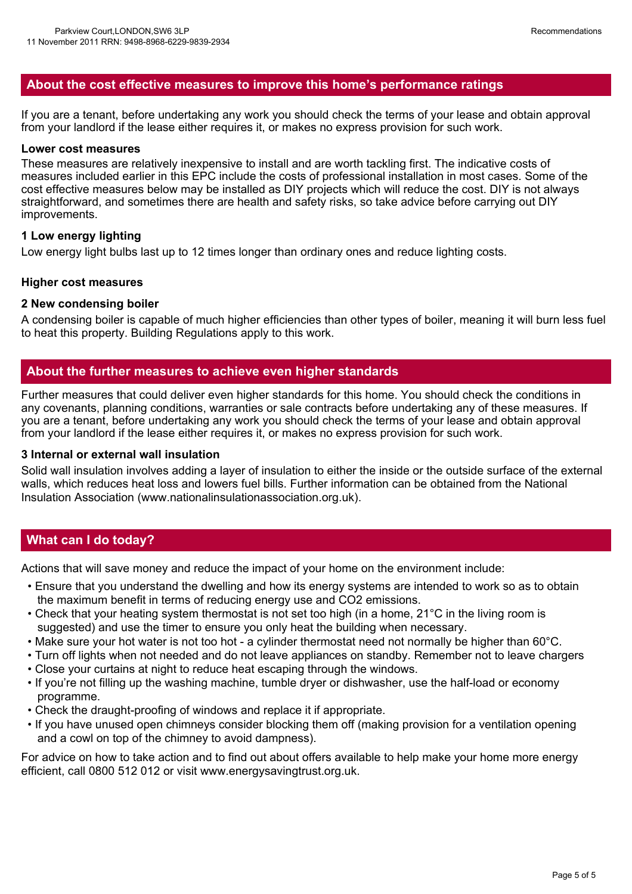## About the cost effective measures to improve this home's performance ratings

If you are a tenant, before undertaking any work you should check the terms of your lease and obtain approval from your landlord if the lease either requires it, or makes no express provision for such work.

**Lower cost measures**

These measures are relatively inexpensive to install and are worth tackling first. The indicative costs of measures included earlier in this EPC include the costs of professional installation in most cases. Some of the cost effective measures below may be installed as DIY projects which will reduce the cost. DIY is not always straightforward, and sometimes there are health and safety risks, so take advice before carrying out DIY improvements.

**1 Low energy lighting**

Low energy light bulbs last up to 12 times longer than ordinary ones and reduce lighting costs.

**Higher cost measures**

**2 New condensing boiler**

A condensing boiler is capable of much higher efficiencies than other types of boiler, meaning it will burn less fuel to heat this property. Building Regulations apply to this work.

## About the further measures to achieve even higher standards

Further measures that could deliver even higher standards for this home. You should check the conditions in any covenants, planning conditions, warranties or sale contracts before undertaking any of these measures. If you are a tenant, before undertaking any work you should check the terms of your lease and obtain approval from your landlord if the lease either requires it, or makes no express provision for such work.

**3 Internal or external wall insulation**

Solid wall insulation involves adding a layer of insulation to either the inside or the outside surface of the external walls, which reduces heat loss and lowers fuel bills. Further information can be obtained from the National Insulation Association (www.nationalinsulationassociation.org.uk).

## What can I do today?

Actions that will save money and reduce the impact of your home on the environment include:

- Ensure that you understand the dwelling and how its energy systems are intended to work so as to obtain the maximum benefit in terms of reducing energy use and $CO_2$ emissions.
- Check that your heating system thermostat is not set too high (in a home, 21°C in the living room is suggested) and use the timer to ensure you only heat the building when necessary.
- Make sure your hot water is not too hot - a cylinder thermostat need not normally be higher than 60°C.
- Turn off lights when not needed and do not leave appliances on standby. Remember not to leave chargers
- Close your curtains at night to reduce heat escaping through the windows.
- If you're not filling up the washing machine, tumble dryer or dishwasher, use the half-load or economy programme.
- Check the draught-proofing of windows and replace it if appropriate.
- If you have unused open chimneys consider blocking them off (making provision for a ventilation opening and a cowl on top of the chimney to avoid dampness).

For advice on how to take action and to find out about offers available to help make your home more energy efficient, call 0800 512 012 or visit www.energysavingtrust.org.uk.